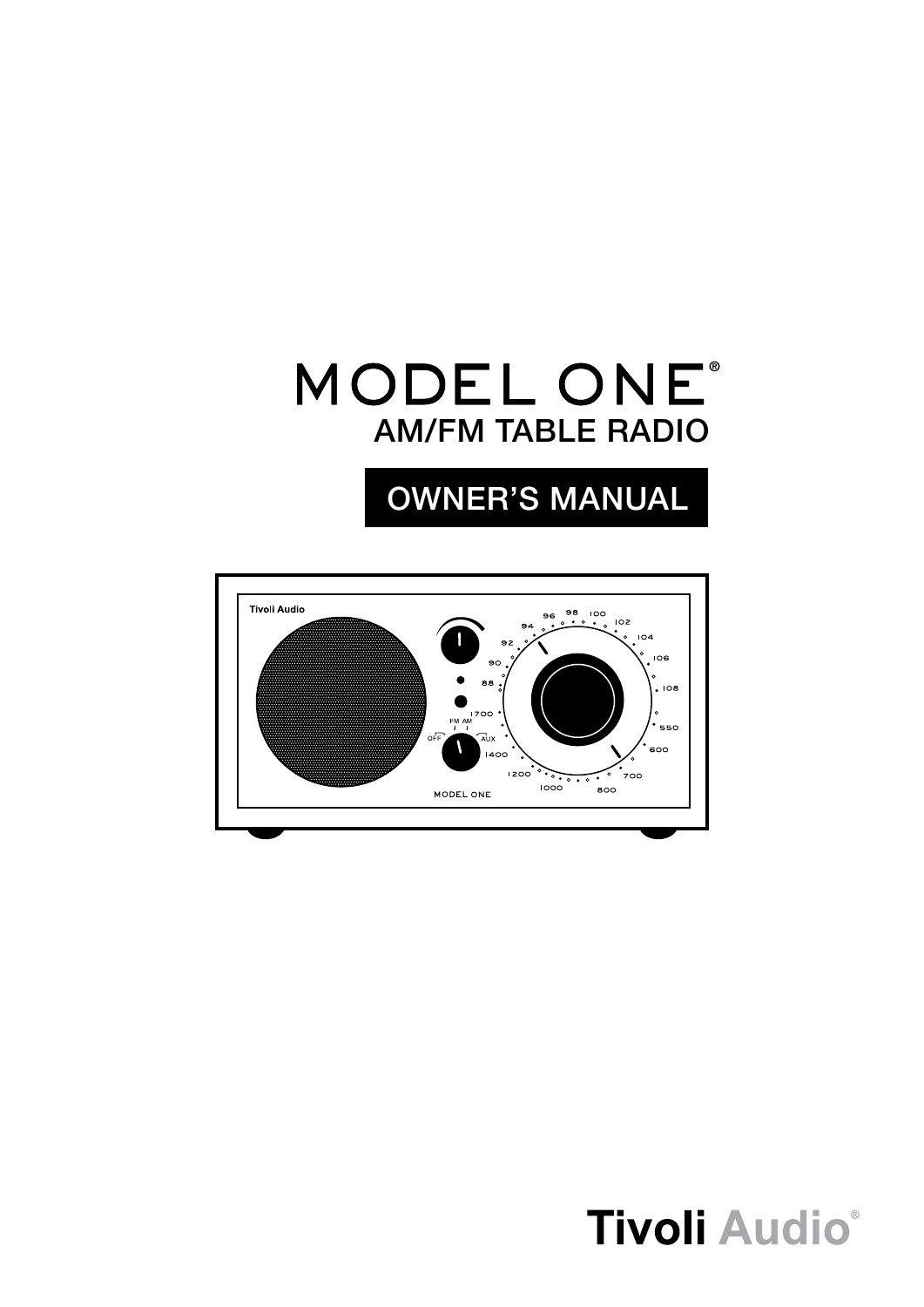# MODEL ONE®

## AM/FM TABLE RADIO

## OWNER'S MANUAL

Tivoli Audio®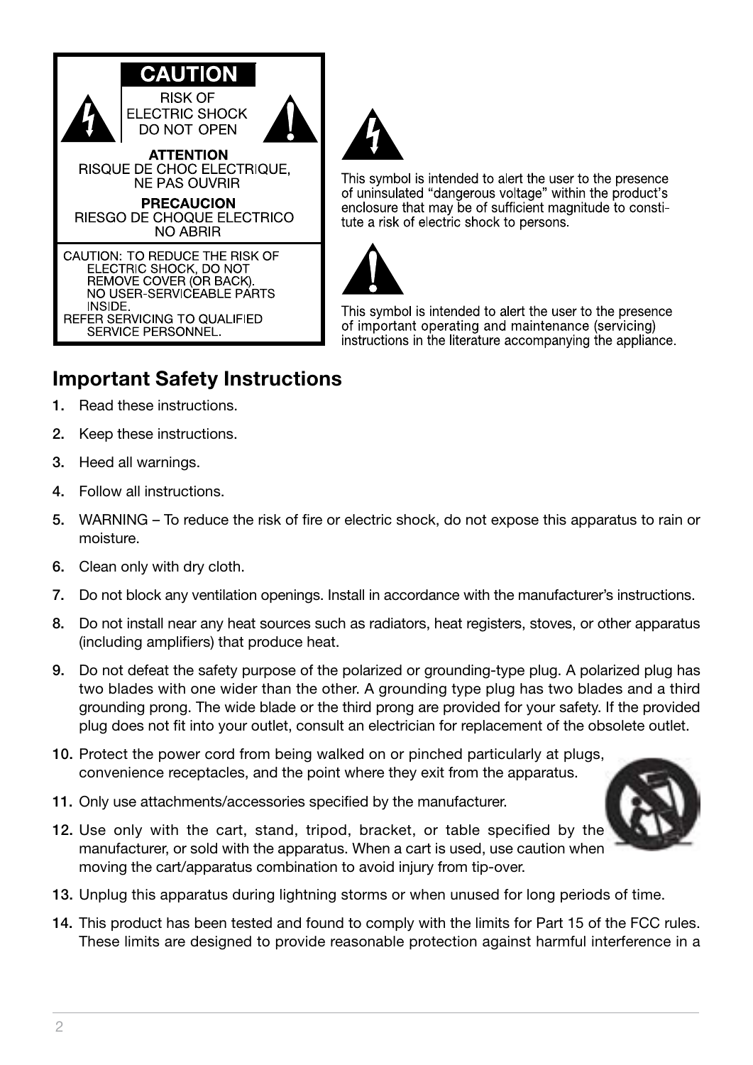**CAUTION**

RISK OF ELECTRIC SHOCK DO NOT OPEN

**ATTENTION**

RISQUE DE CHOC ELECTRIQUE, NE PAS OUVRIR

**PRECAUCION**

RIESGO DE CHOQUE ELECTRICO NO ABRIR

CAUTION: TO REDUCE THE RISK OF ELECTRIC SHOCK, DO NOT REMOVE COVER (OR BACK). NO USER-SERVICEABLE PARTS INSIDE. REFER SERVICING TO QUALIFIED SERVICE PERSONNEL.

This symbol is intended to alert the user to the presence of uninsulated "dangerous voltage" within the product's enclosure that may be of sufficient magnitude to constitute a risk of electric shock to persons.

This symbol is intended to alert the user to the presence of important operating and maintenance (servicing) instructions in the literature accompanying the appliance.

## Important Safety Instructions

1. Read these instructions.
2. Keep these instructions.
3. Heed all warnings.
4. Follow all instructions.
5. WARNING – To reduce the risk of fire or electric shock, do not expose this apparatus to rain or moisture.
6. Clean only with dry cloth.
7. Do not block any ventilation openings. Install in accordance with the manufacturer's instructions.
8. Do not install near any heat sources such as radiators, heat registers, stoves, or other apparatus (including amplifiers) that produce heat.
9. Do not defeat the safety purpose of the polarized or grounding-type plug. A polarized plug has two blades with one wider than the other. A grounding type plug has two blades and a third grounding prong. The wide blade or the third prong are provided for your safety. If the provided plug does not fit into your outlet, consult an electrician for replacement of the obsolete outlet.
10. Protect the power cord from being walked on or pinched particularly at plugs, convenience receptacles, and the point where they exit from the apparatus.
11. Only use attachments/accessories specified by the manufacturer.
12. Use only with the cart, stand, tripod, bracket, or table specified by the manufacturer, or sold with the apparatus. When a cart is used, use caution when moving the cart/apparatus combination to avoid injury from tip-over.
13. Unplug this apparatus during lightning storms or when unused for long periods of time.
14. This product has been tested and found to comply with the limits for Part 15 of the FCC rules. These limits are designed to provide reasonable protection against harmful interference in a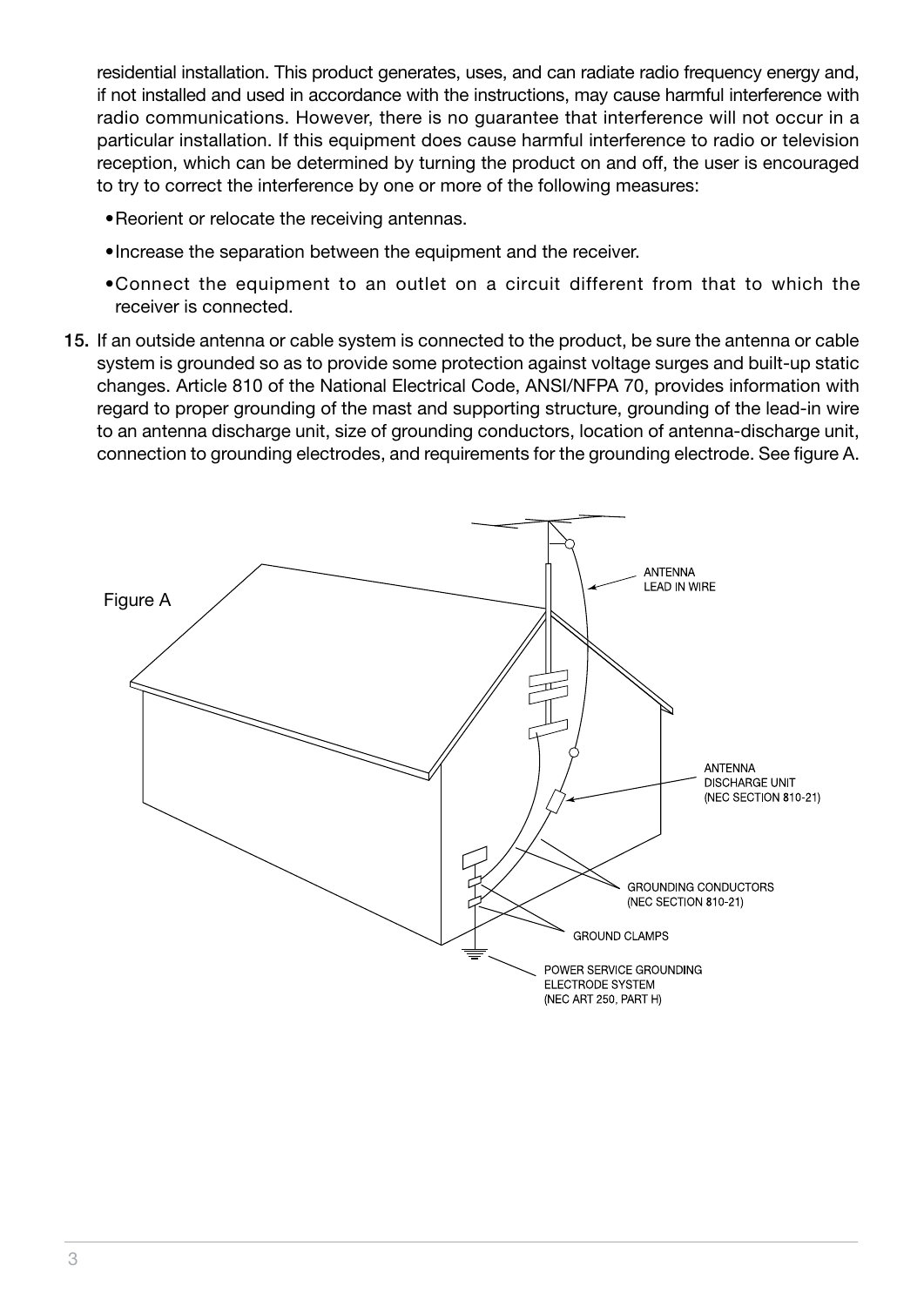residential installation. This product generates, uses, and can radiate radio frequency energy and, if not installed and used in accordance with the instructions, may cause harmful interference with radio communications. However, there is no guarantee that interference will not occur in a particular installation. If this equipment does cause harmful interference to radio or television reception, which can be determined by turning the product on and off, the user is encouraged to try to correct the interference by one or more of the following measures:

- Reorient or relocate the receiving antennas.
- Increase the separation between the equipment and the receiver.
- Connect the equipment to an outlet on a circuit different from that to which the receiver is connected.

15. If an outside antenna or cable system is connected to the product, be sure the antenna or cable system is grounded so as to provide some protection against voltage surges and built-up static changes. Article 810 of the National Electrical Code, ANSI/NFPA 70, provides information with regard to proper grounding of the mast and supporting structure, grounding of the lead-in wire to an antenna discharge unit, size of grounding conductors, location of antenna-discharge unit, connection to grounding electrodes, and requirements for the grounding electrode. See figure A.

Figure A

ANTENNA LEAD IN WIRE

ANTENNA DISCHARGE UNIT (NEC SECTION 810-21)

GROUNDING CONDUCTORS (NEC SECTION 810-21)

GROUND CLAMPS

POWER SERVICE GROUNDING ELECTRODE SYSTEM (NEC ART 250, PART H)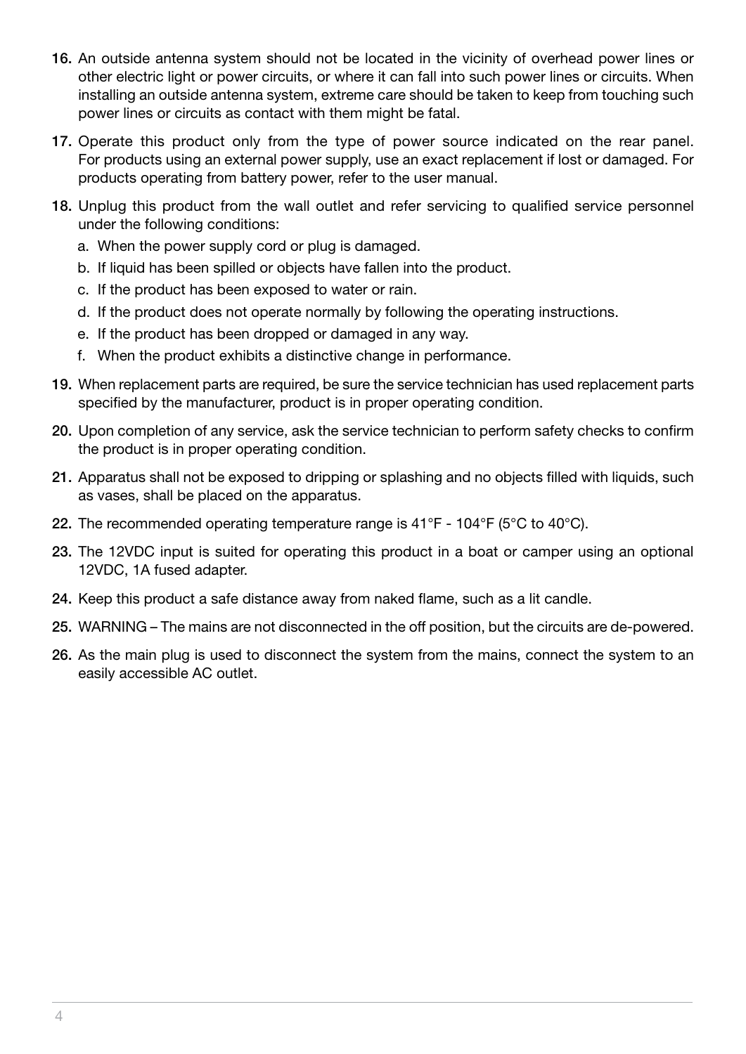16. An outside antenna system should not be located in the vicinity of overhead power lines or other electric light or power circuits, or where it can fall into such power lines or circuits. When installing an outside antenna system, extreme care should be taken to keep from touching such power lines or circuits as contact with them might be fatal.

17. Operate this product only from the type of power source indicated on the rear panel. For products using an external power supply, use an exact replacement if lost or damaged. For products operating from battery power, refer to the user manual.

18. Unplug this product from the wall outlet and refer servicing to qualified service personnel under the following conditions:
    a. When the power supply cord or plug is damaged.
    b. If liquid has been spilled or objects have fallen into the product.
    c. If the product has been exposed to water or rain.
    d. If the product does not operate normally by following the operating instructions.
    e. If the product has been dropped or damaged in any way.
    f. When the product exhibits a distinctive change in performance.

19. When replacement parts are required, be sure the service technician has used replacement parts specified by the manufacturer, product is in proper operating condition.

20. Upon completion of any service, ask the service technician to perform safety checks to confirm the product is in proper operating condition.

21. Apparatus shall not be exposed to dripping or splashing and no objects filled with liquids, such as vases, shall be placed on the apparatus.

22. The recommended operating temperature range is 41°F - 104°F (5°C to 40°C).

23. The 12VDC input is suited for operating this product in a boat or camper using an optional 12VDC, 1A fused adapter.

24. Keep this product a safe distance away from naked flame, such as a lit candle.

25. WARNING – The mains are not disconnected in the off position, but the circuits are de-powered.

26. As the main plug is used to disconnect the system from the mains, connect the system to an easily accessible AC outlet.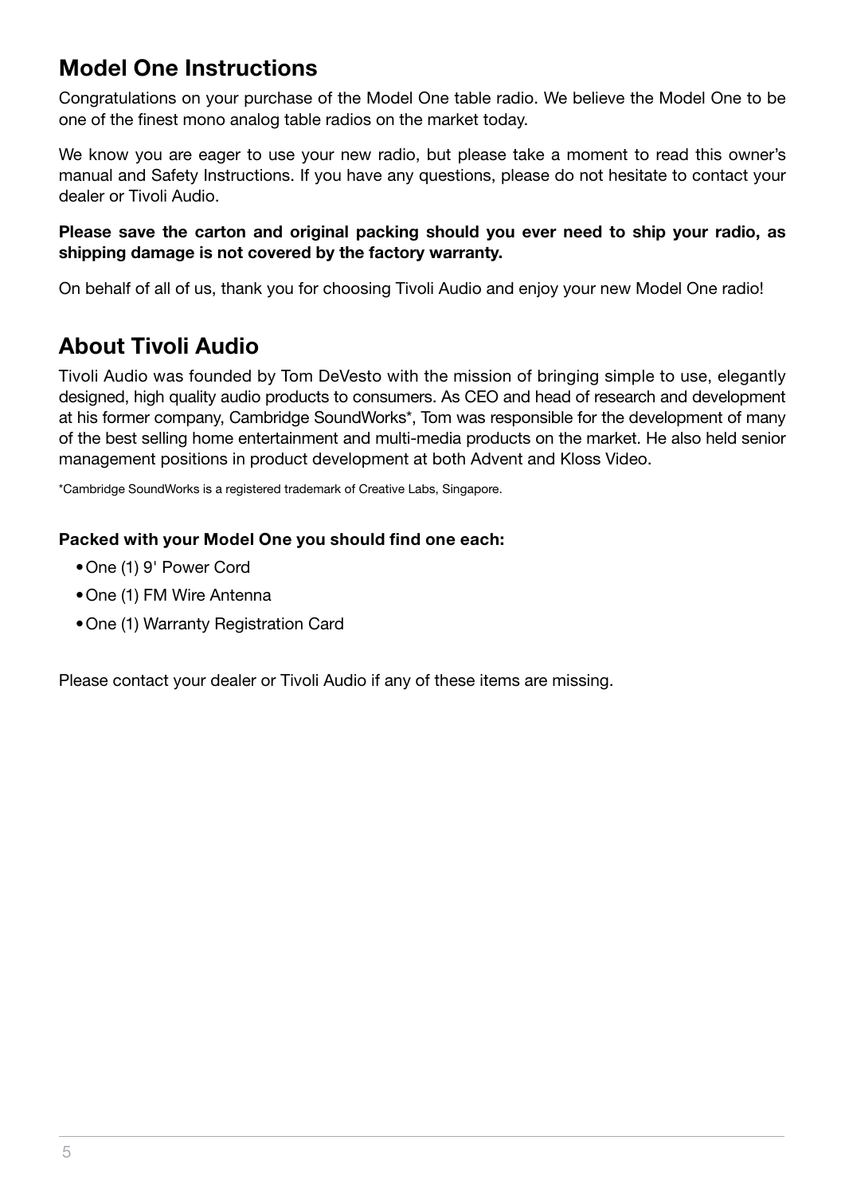## Model One Instructions

Congratulations on your purchase of the Model One table radio. We believe the Model One to be one of the finest mono analog table radios on the market today.

We know you are eager to use your new radio, but please take a moment to read this owner's manual and Safety Instructions. If you have any questions, please do not hesitate to contact your dealer or Tivoli Audio.

**Please save the carton and original packing should you ever need to ship your radio, as shipping damage is not covered by the factory warranty.**

On behalf of all of us, thank you for choosing Tivoli Audio and enjoy your new Model One radio!

## About Tivoli Audio

Tivoli Audio was founded by Tom DeVesto with the mission of bringing simple to use, elegantly designed, high quality audio products to consumers. As CEO and head of research and development at his former company, Cambridge SoundWorks*, Tom was responsible for the development of many of the best selling home entertainment and multi-media products on the market. He also held senior management positions in product development at both Advent and Kloss Video.

*Cambridge SoundWorks is a registered trademark of Creative Labs, Singapore.

**Packed with your Model One you should find one each:**

- One (1) 9' Power Cord
- One (1) FM Wire Antenna
- One (1) Warranty Registration Card

Please contact your dealer or Tivoli Audio if any of these items are missing.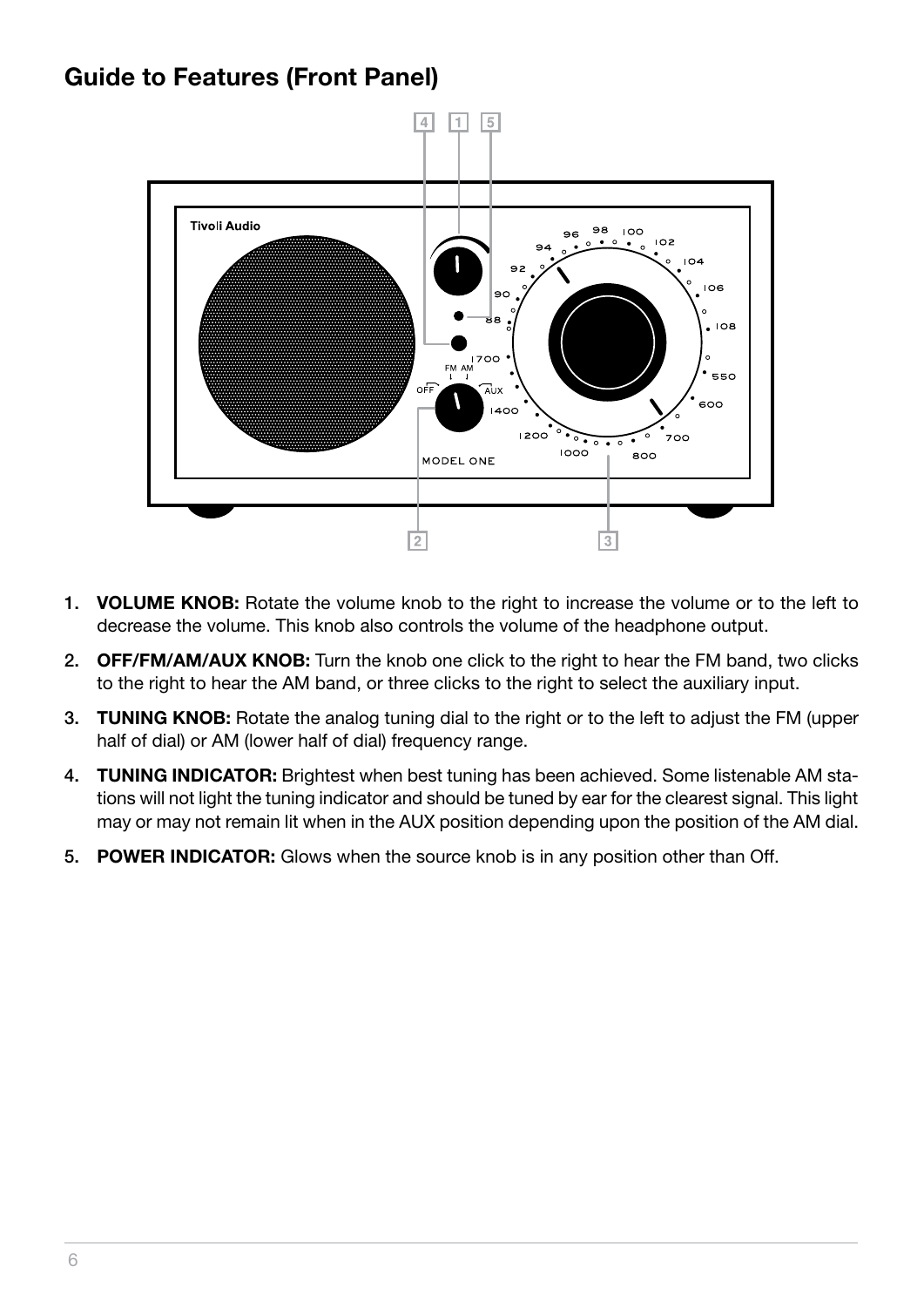## Guide to Features (Front Panel)

1. **VOLUME KNOB:** Rotate the volume knob to the right to increase the volume or to the left to decrease the volume. This knob also controls the volume of the headphone output.
2. **OFF/FM/AM/AUX KNOB:** Turn the knob one click to the right to hear the FM band, two clicks to the right to hear the AM band, or three clicks to the right to select the auxiliary input.
3. **TUNING KNOB:** Rotate the analog tuning dial to the right or to the left to adjust the FM (upper half of dial) or AM (lower half of dial) frequency range.
4. **TUNING INDICATOR:** Brightest when best tuning has been achieved. Some listenable AM stations will not light the tuning indicator and should be tuned by ear for the clearest signal. This light may or may not remain lit when in the AUX position depending upon the position of the AM dial.
5. **POWER INDICATOR:** Glows when the source knob is in any position other than Off.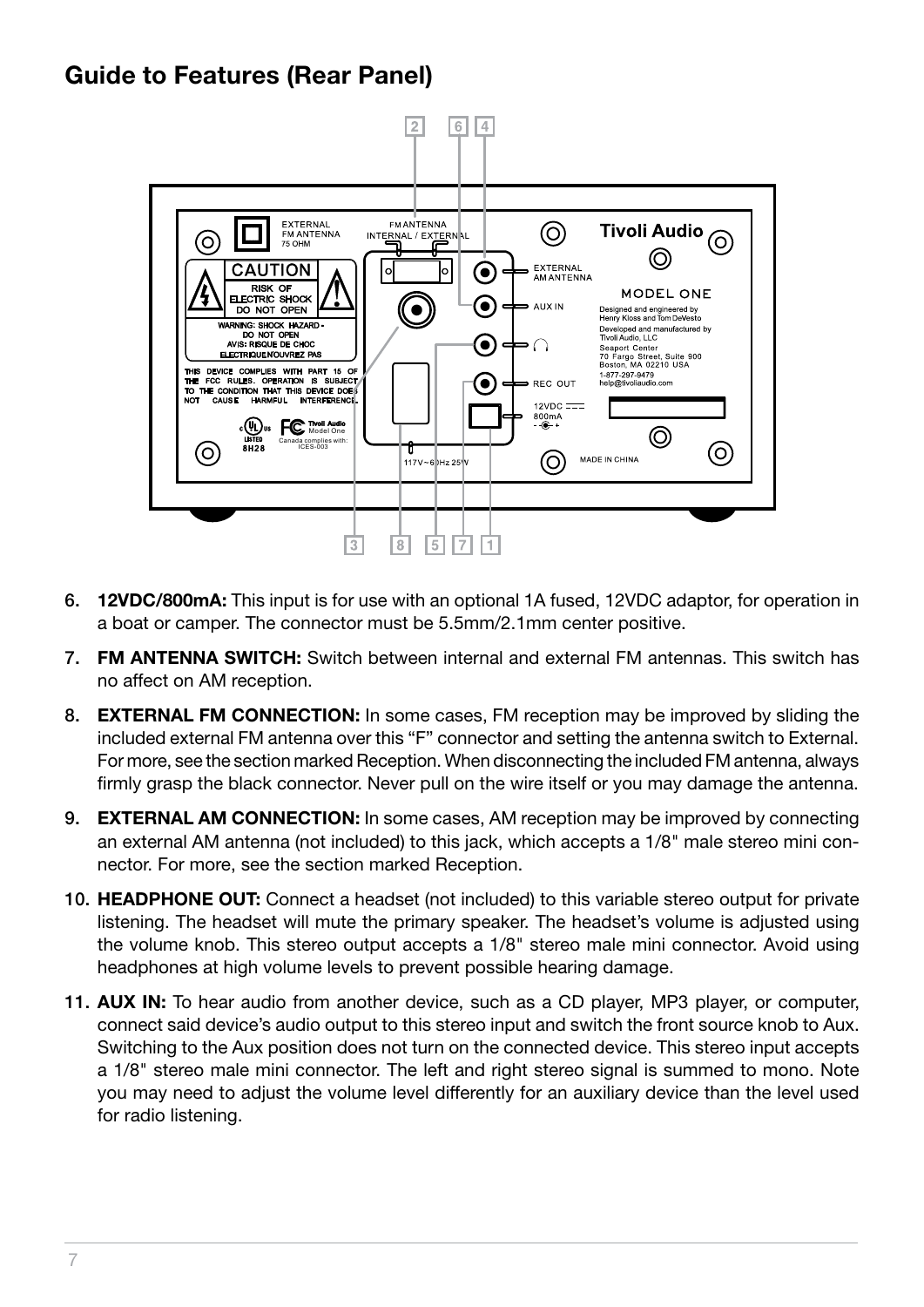## Guide to Features (Rear Panel)

6. **12VDC/800mA:** This input is for use with an optional 1A fused, 12VDC adaptor, for operation in a boat or camper. The connector must be 5.5mm/2.1mm center positive.

7. **FM ANTENNA SWITCH:** Switch between internal and external FM antennas. This switch has no affect on AM reception.

8. **EXTERNAL FM CONNECTION:** In some cases, FM reception may be improved by sliding the included external FM antenna over this "F" connector and setting the antenna switch to External. For more, see the section marked Reception. When disconnecting the included FM antenna, always firmly grasp the black connector. Never pull on the wire itself or you may damage the antenna.

9. **EXTERNAL AM CONNECTION:** In some cases, AM reception may be improved by connecting an external AM antenna (not included) to this jack, which accepts a 1/8" male stereo mini connector. For more, see the section marked Reception.

10. **HEADPHONE OUT:** Connect a headset (not included) to this variable stereo output for private listening. The headset will mute the primary speaker. The headset's volume is adjusted using the volume knob. This stereo output accepts a 1/8" stereo male mini connector. Avoid using headphones at high volume levels to prevent possible hearing damage.

11. **AUX IN:** To hear audio from another device, such as a CD player, MP3 player, or computer, connect said device's audio output to this stereo input and switch the front source knob to Aux. Switching to the Aux position does not turn on the connected device. This stereo input accepts a 1/8" stereo male mini connector. The left and right stereo signal is summed to mono. Note you may need to adjust the volume level differently for an auxiliary device than the level used for radio listening.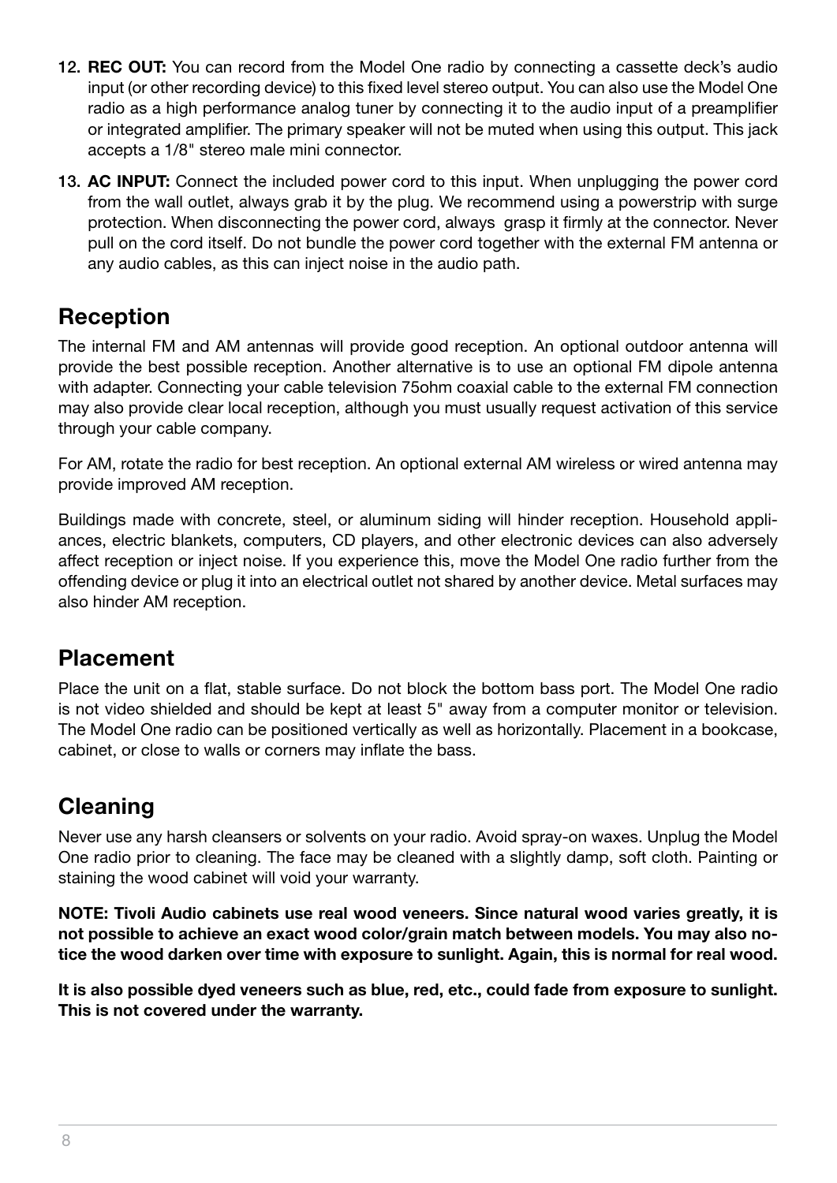12. **REC OUT:** You can record from the Model One radio by connecting a cassette deck's audio input (or other recording device) to this fixed level stereo output. You can also use the Model One radio as a high performance analog tuner by connecting it to the audio input of a preamplifier or integrated amplifier. The primary speaker will not be muted when using this output. This jack accepts a 1/8" stereo male mini connector.

13. **AC INPUT:** Connect the included power cord to this input. When unplugging the power cord from the wall outlet, always grab it by the plug. We recommend using a powerstrip with surge protection. When disconnecting the power cord, always grasp it firmly at the connector. Never pull on the cord itself. Do not bundle the power cord together with the external FM antenna or any audio cables, as this can inject noise in the audio path.

## Reception

The internal FM and AM antennas will provide good reception. An optional outdoor antenna will provide the best possible reception. Another alternative is to use an optional FM dipole antenna with adapter. Connecting your cable television 75ohm coaxial cable to the external FM connection may also provide clear local reception, although you must usually request activation of this service through your cable company.

For AM, rotate the radio for best reception. An optional external AM wireless or wired antenna may provide improved AM reception.

Buildings made with concrete, steel, or aluminum siding will hinder reception. Household appliances, electric blankets, computers, CD players, and other electronic devices can also adversely affect reception or inject noise. If you experience this, move the Model One radio further from the offending device or plug it into an electrical outlet not shared by another device. Metal surfaces may also hinder AM reception.

## Placement

Place the unit on a flat, stable surface. Do not block the bottom bass port. The Model One radio is not video shielded and should be kept at least 5" away from a computer monitor or television. The Model One radio can be positioned vertically as well as horizontally. Placement in a bookcase, cabinet, or close to walls or corners may inflate the bass.

## Cleaning

Never use any harsh cleansers or solvents on your radio. Avoid spray-on waxes. Unplug the Model One radio prior to cleaning. The face may be cleaned with a slightly damp, soft cloth. Painting or staining the wood cabinet will void your warranty.

**NOTE: Tivoli Audio cabinets use real wood veneers. Since natural wood varies greatly, it is not possible to achieve an exact wood color/grain match between models. You may also notice the wood darken over time with exposure to sunlight. Again, this is normal for real wood.**

**It is also possible dyed veneers such as blue, red, etc., could fade from exposure to sunlight. This is not covered under the warranty.**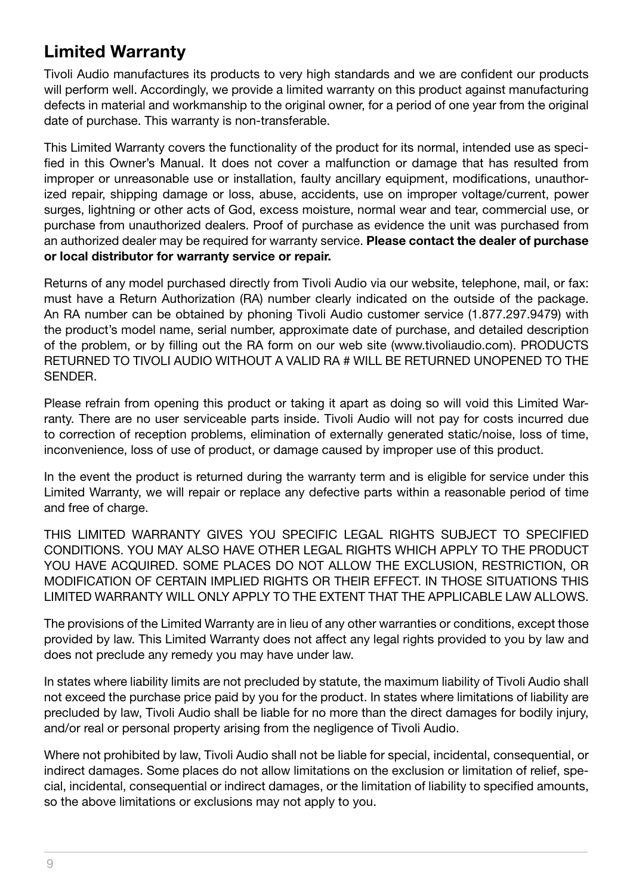## Limited Warranty

Tivoli Audio manufactures its products to very high standards and we are confident our products will perform well. Accordingly, we provide a limited warranty on this product against manufacturing defects in material and workmanship to the original owner, for a period of one year from the original date of purchase. This warranty is non-transferable.

This Limited Warranty covers the functionality of the product for its normal, intended use as specified in this Owner's Manual. It does not cover a malfunction or damage that has resulted from improper or unreasonable use or installation, faulty ancillary equipment, modifications, unauthorized repair, shipping damage or loss, abuse, accidents, use on improper voltage/current, power surges, lightning or other acts of God, excess moisture, normal wear and tear, commercial use, or purchase from unauthorized dealers. Proof of purchase as evidence the unit was purchased from an authorized dealer may be required for warranty service. **Please contact the dealer of purchase or local distributor for warranty service or repair.**

Returns of any model purchased directly from Tivoli Audio via our website, telephone, mail, or fax: must have a Return Authorization (RA) number clearly indicated on the outside of the package. An RA number can be obtained by phoning Tivoli Audio customer service (1.877.297.9479) with the product's model name, serial number, approximate date of purchase, and detailed description of the problem, or by filling out the RA form on our web site (www.tivoliaudio.com). PRODUCTS RETURNED TO TIVOLI AUDIO WITHOUT A VALID RA # WILL BE RETURNED UNOPENED TO THE SENDER.

Please refrain from opening this product or taking it apart as doing so will void this Limited Warranty. There are no user serviceable parts inside. Tivoli Audio will not pay for costs incurred due to correction of reception problems, elimination of externally generated static/noise, loss of time, inconvenience, loss of use of product, or damage caused by improper use of this product.

In the event the product is returned during the warranty term and is eligible for service under this Limited Warranty, we will repair or replace any defective parts within a reasonable period of time and free of charge.

THIS LIMITED WARRANTY GIVES YOU SPECIFIC LEGAL RIGHTS SUBJECT TO SPECIFIED CONDITIONS. YOU MAY ALSO HAVE OTHER LEGAL RIGHTS WHICH APPLY TO THE PRODUCT YOU HAVE ACQUIRED. SOME PLACES DO NOT ALLOW THE EXCLUSION, RESTRICTION, OR MODIFICATION OF CERTAIN IMPLIED RIGHTS OR THEIR EFFECT. IN THOSE SITUATIONS THIS LIMITED WARRANTY WILL ONLY APPLY TO THE EXTENT THAT THE APPLICABLE LAW ALLOWS.

The provisions of the Limited Warranty are in lieu of any other warranties or conditions, except those provided by law. This Limited Warranty does not affect any legal rights provided to you by law and does not preclude any remedy you may have under law.

In states where liability limits are not precluded by statute, the maximum liability of Tivoli Audio shall not exceed the purchase price paid by you for the product. In states where limitations of liability are precluded by law, Tivoli Audio shall be liable for no more than the direct damages for bodily injury, and/or real or personal property arising from the negligence of Tivoli Audio.

Where not prohibited by law, Tivoli Audio shall not be liable for special, incidental, consequential, or indirect damages. Some places do not allow limitations on the exclusion or limitation of relief, special, incidental, consequential or indirect damages, or the limitation of liability to specified amounts, so the above limitations or exclusions may not apply to you.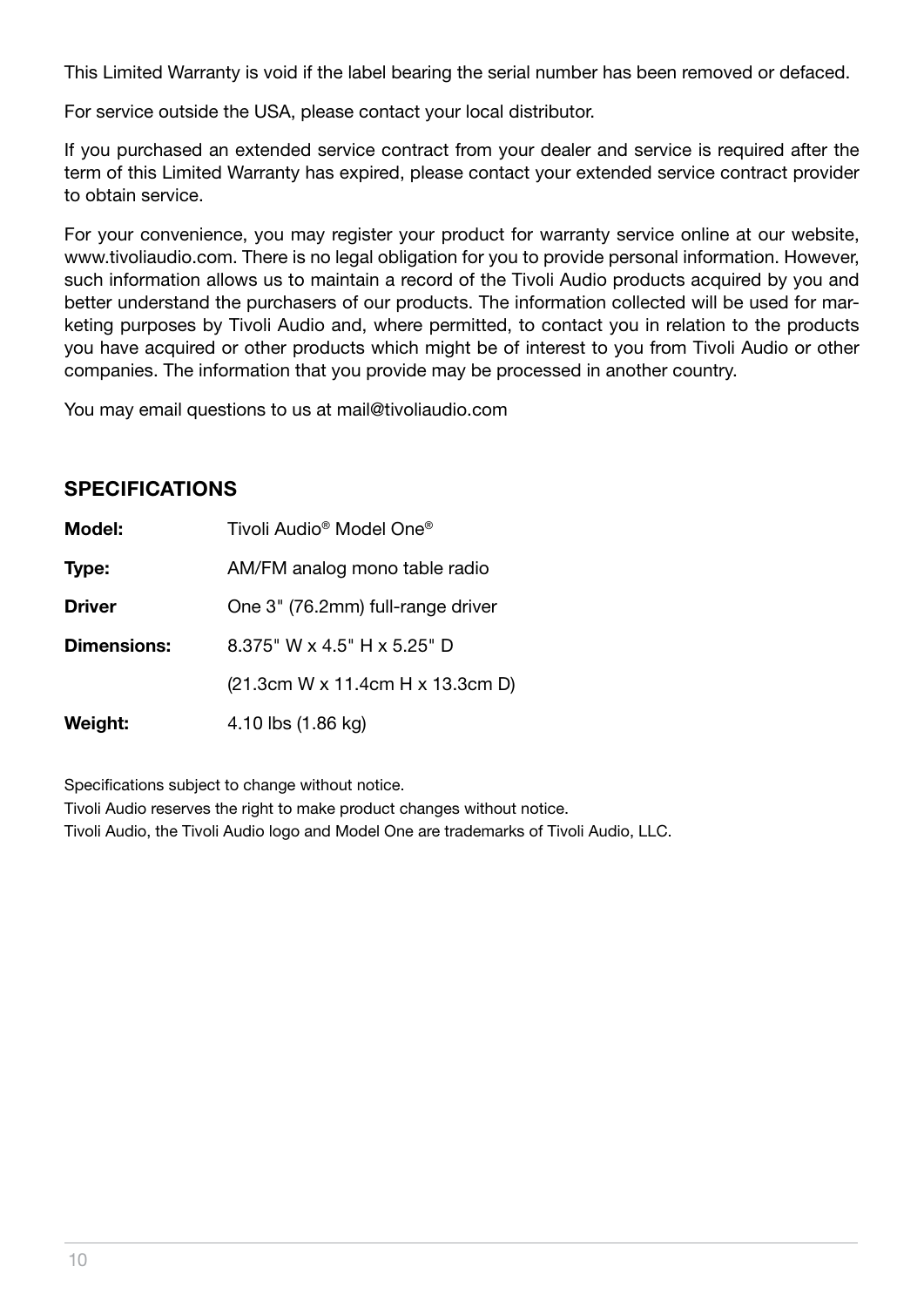This Limited Warranty is void if the label bearing the serial number has been removed or defaced.

For service outside the USA, please contact your local distributor.

If you purchased an extended service contract from your dealer and service is required after the term of this Limited Warranty has expired, please contact your extended service contract provider to obtain service.

For your convenience, you may register your product for warranty service online at our website, www.tivoliaudio.com. There is no legal obligation for you to provide personal information. However, such information allows us to maintain a record of the Tivoli Audio products acquired by you and better understand the purchasers of our products. The information collected will be used for marketing purposes by Tivoli Audio and, where permitted, to contact you in relation to the products you have acquired or other products which might be of interest to you from Tivoli Audio or other companies. The information that you provide may be processed in another country.

You may email questions to us at mail@tivoliaudio.com

## SPECIFICATIONS

| | |
|---|---|
| **Model:** | Tivoli Audio® Model One® |
| **Type:** | AM/FM analog mono table radio |
| **Driver** | One 3" (76.2mm) full-range driver |
| **Dimensions:** | 8.375" W x 4.5" H x 5.25" D |
| | (21.3cm W x 11.4cm H x 13.3cm D) |
| **Weight:** | 4.10 lbs (1.86 kg) |

Specifications subject to change without notice.
Tivoli Audio reserves the right to make product changes without notice.
Tivoli Audio, the Tivoli Audio logo and Model One are trademarks of Tivoli Audio, LLC.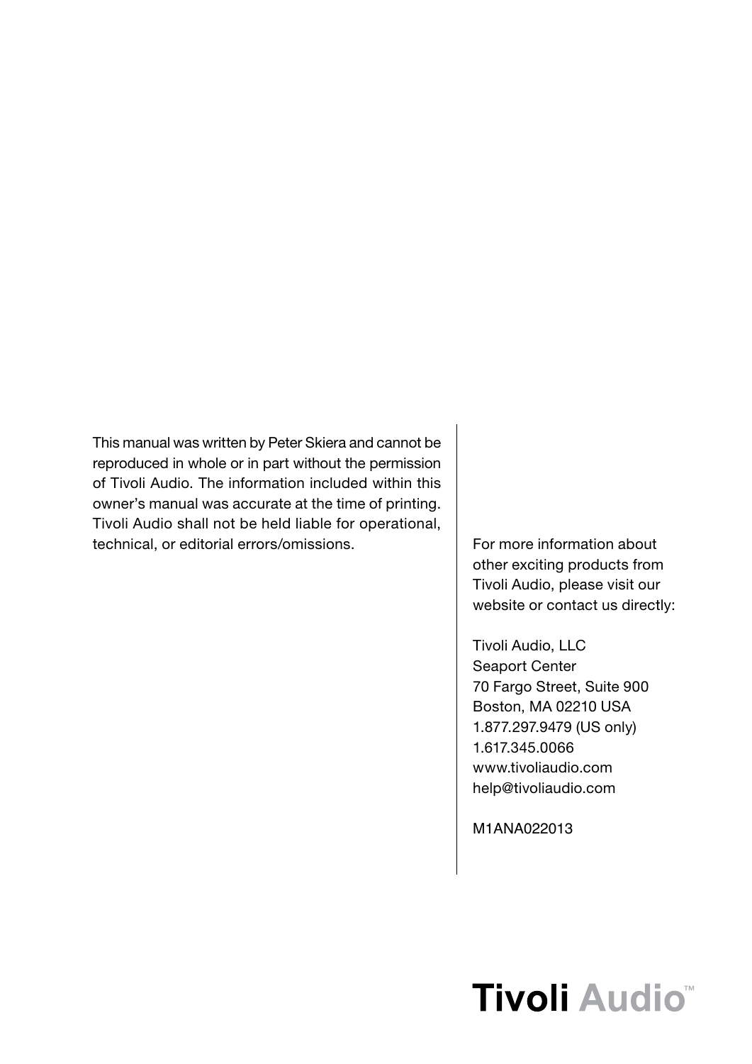This manual was written by Peter Skiera and cannot be reproduced in whole or in part without the permission of Tivoli Audio. The information included within this owner's manual was accurate at the time of printing. Tivoli Audio shall not be held liable for operational, technical, or editorial errors/omissions.

For more information about other exciting products from Tivoli Audio, please visit our website or contact us directly:

Tivoli Audio, LLC
Seaport Center
70 Fargo Street, Suite 900
Boston, MA 02210 USA
1.877.297.9479 (US only)
1.617.345.0066
www.tivoliaudio.com
help@tivoliaudio.com

M1ANA022013

**Tivoli** Audio™